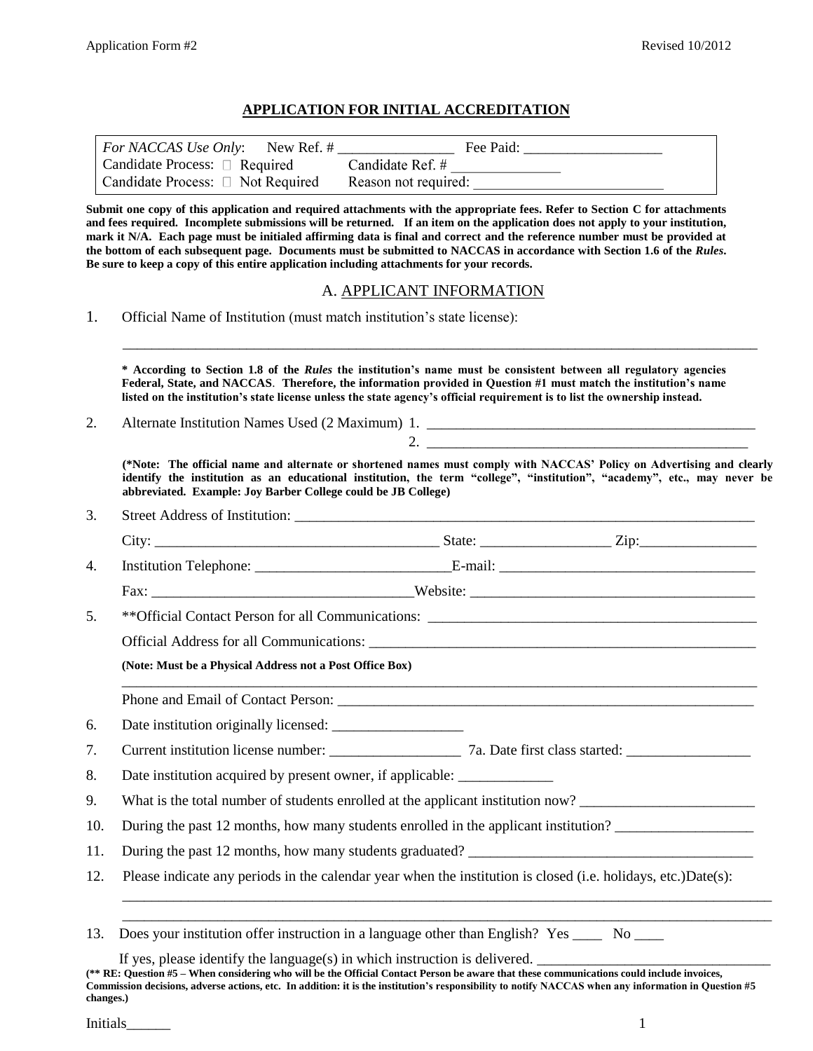# APPLICATION FOR INITIAL ACCREDITATION

| *For NACCAS Use Only*: New Ref. # _______________ | Fee Paid: __________________ |
|---|---|
| Candidate Process: ☐ Required | Candidate Ref. # ______________ |
| Candidate Process: ☐ Not Required | Reason not required: _________________________ |

**Submit one copy of this application and required attachments with the appropriate fees. Refer to Section C for attachments and fees required. Incomplete submissions will be returned. If an item on the application does not apply to your institution, mark it N/A. Each page must be initialed affirming data is final and correct and the reference number must be provided at the bottom of each subsequent page. Documents must be submitted to NACCAS in accordance with Section 1.6 of the *Rules*. Be sure to keep a copy of this entire application including attachments for your records.**

## A. APPLICANT INFORMATION

1. Official Name of Institution (must match institution's state license):

   ______________________________________________________________________________

   **\* According to Section 1.8 of the *Rules* the institution's name must be consistent between all regulatory agencies Federal, State, and NACCAS. Therefore, the information provided in Question #1 must match the institution's name listed on the institution's state license unless the state agency's official requirement is to list the ownership instead.**

2. Alternate Institution Names Used (2 Maximum) 1. ________________________________________

   2. ________________________________________

   **(\*Note: The official name and alternate or shortened names must comply with NACCAS' Policy on Advertising and clearly identify the institution as an educational institution, the term "college", "institution", "academy", etc., may never be abbreviated. Example: Joy Barber College could be JB College)**

3. Street Address of Institution: ______________________________________________________

   City: ___________________________________ State: _________________ Zip:________________

4. Institution Telephone: __________________________E-mail: ___________________________________

   Fax: __________________________________Website: ______________________________________

5. \*\*Official Contact Person for all Communications: ____________________________________________

   Official Address for all Communications: _______________________________________________

   **(Note: Must be a Physical Address not a Post Office Box)**

   ______________________________________________________________________________

   Phone and Email of Contact Person: _____________________________________________________

6. Date institution originally licensed: __________________

7. Current institution license number: __________________ 7a. Date first class started: _________________

8. Date institution acquired by present owner, if applicable: _____________

9. What is the total number of students enrolled at the applicant institution now? ________________________

10. During the past 12 months, how many students enrolled in the applicant institution? ___________________

11. During the past 12 months, how many students graduated? _______________________________________

12. Please indicate any periods in the calendar year when the institution is closed (i.e. holidays, etc.)Date(s):

    ______________________________________________________________________________

    ______________________________________________________________________________

13. Does your institution offer instruction in a language other than English? Yes ____ No ____

    If yes, please identify the language(s) in which instruction is delivered. _________________________________

**(\*\* RE: Question #5 – When considering who will be the Official Contact Person be aware that these communications could include invoices, Commission decisions, adverse actions, etc. In addition: it is the institution's responsibility to notify NACCAS when any information in Question #5 changes.)**

Initials______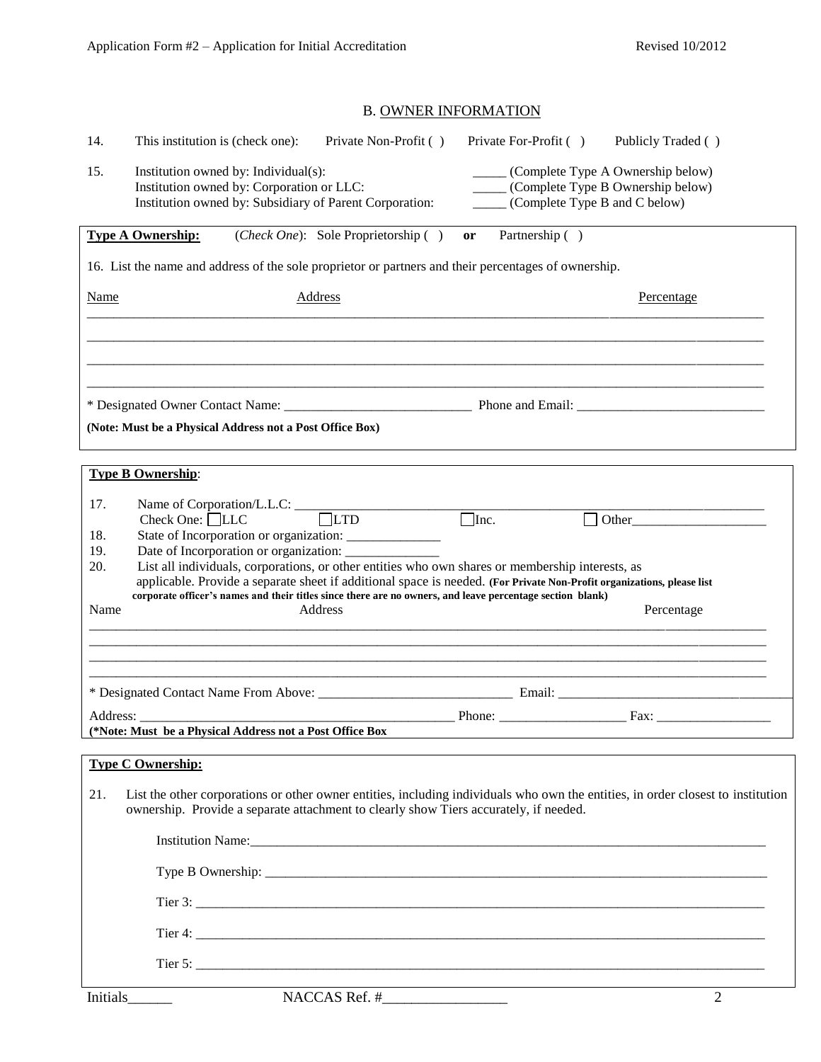## B. OWNER INFORMATION

14. This institution is (check one): Private Non-Profit ( ) Private For-Profit ( ) Publicly Traded ( )

15. Institution owned by: Individual(s): _____ (Complete Type A Ownership below)
Institution owned by: Corporation or LLC: _____ (Complete Type B Ownership below)
Institution owned by: Subsidiary of Parent Corporation: _____ (Complete Type B and C below)

**Type A Ownership:** (*Check One*): Sole Proprietorship ( ) **or** Partnership ( )

16. List the name and address of the sole proprietor or partners and their percentages of ownership.

| Name | Address | Percentage |
|---|---|---|
| | | |
| | | |
| | | |
| | | |

\* Designated Owner Contact Name: ___________________________ Phone and Email: ___________________________

**(Note: Must be a Physical Address not a Post Office Box)**

**Type B Ownership**:

17. Name of Corporation/L.L.C.: ___________________________
Check One: ☐LLC ☐LTD ☐Inc. ☐ Other___________________

18. State of Incorporation or organization: ______________

19. Date of Incorporation or organization: ______________

20. List all individuals, corporations, or other entities who own shares or membership interests, as applicable. Provide a separate sheet if additional space is needed. **(For Private Non-Profit organizations, please list corporate officer's names and their titles since there are no owners, and leave percentage section blank)**

| Name | Address | Percentage |
|---|---|---|
| | | |
| | | |
| | | |
| | | |

\* Designated Contact Name From Above: ___________________________ Email: ___________________________

Address: _____________________________________________ Phone: __________________ Fax: ________________

**(\*Note: Must be a Physical Address not a Post Office Box**

**Type C Ownership:**

21. List the other corporations or other owner entities, including individuals who own the entities, in order closest to institution ownership. Provide a separate attachment to clearly show Tiers accurately, if needed.

Institution Name:___________________________________________________________________

Type B Ownership: __________________________________________________________________

Tier 3: ___________________________________________________________________________

Tier 4: ___________________________________________________________________________

Tier 5: ___________________________________________________________________________

Initials______ NACCAS Ref. #________________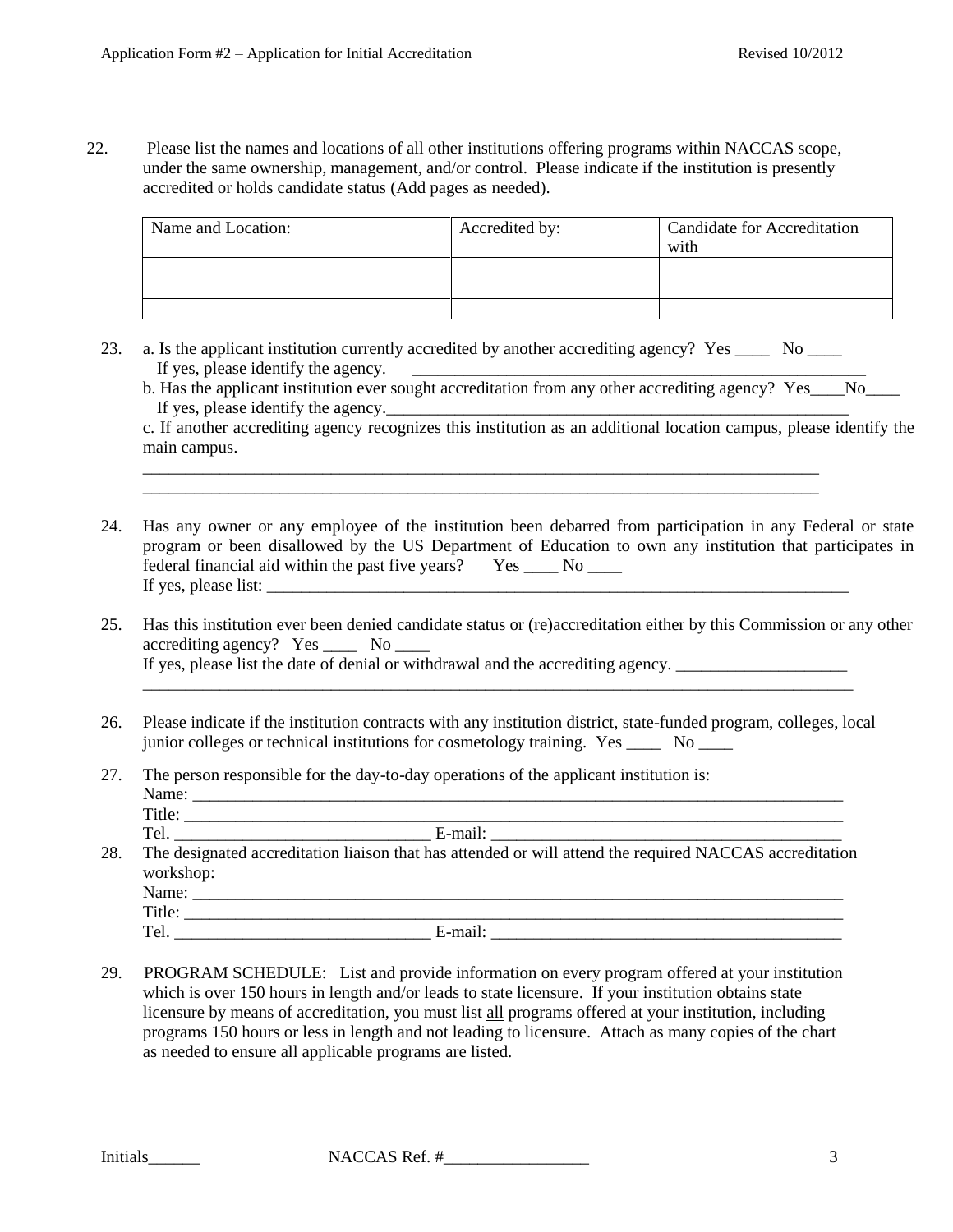22. Please list the names and locations of all other institutions offering programs within NACCAS scope, under the same ownership, management, and/or control. Please indicate if the institution is presently accredited or holds candidate status (Add pages as needed).

| Name and Location: | Accredited by: | Candidate for Accreditation with |
|---|---|---|
| | | |
| | | |
| | | |

23. a. Is the applicant institution currently accredited by another accrediting agency? Yes ____ No ____
    If yes, please identify the agency. ______________________________________________________

    b. Has the applicant institution ever sought accreditation from any other accrediting agency? Yes____No____
    If yes, please identify the agency.________________________________________________________

    c. If another accrediting agency recognizes this institution as an additional location campus, please identify the main campus.

    ________________________________________________________________________________
    ________________________________________________________________________________

24. Has any owner or any employee of the institution been debarred from participation in any Federal or state program or been disallowed by the US Department of Education to own any institution that participates in federal financial aid within the past five years? Yes ____ No ____
    If yes, please list: ______________________________________________________________________

25. Has this institution ever been denied candidate status or (re)accreditation either by this Commission or any other accrediting agency? Yes ____ No ____
    If yes, please list the date of denial or withdrawal and the accrediting agency. ____________________
    ____________________________________________________________________________________

26. Please indicate if the institution contracts with any institution district, state-funded program, colleges, local junior colleges or technical institutions for cosmetology training. Yes ____ No ____

27. The person responsible for the day-to-day operations of the applicant institution is:
    Name: ______________________________________________________________________________
    Title: _______________________________________________________________________________
    Tel. ______________________________ E-mail: _________________________________________

28. The designated accreditation liaison that has attended or will attend the required NACCAS accreditation workshop:
    Name: ______________________________________________________________________________
    Title: _______________________________________________________________________________
    Tel. ______________________________ E-mail: _________________________________________

29. PROGRAM SCHEDULE: List and provide information on every program offered at your institution which is over 150 hours in length and/or leads to state licensure. If your institution obtains state licensure by means of accreditation, you must list all programs offered at your institution, including programs 150 hours or less in length and not leading to licensure. Attach as many copies of the chart as needed to ensure all applicable programs are listed.

Initials______ NACCAS Ref. #_________________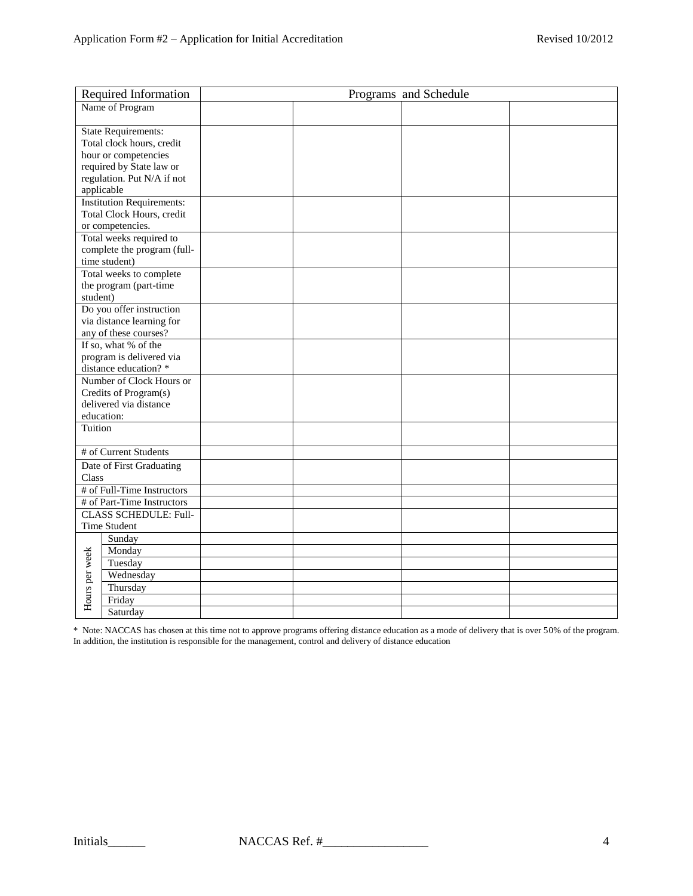| Required Information | Programs and Schedule | | | |
|---|---|---|---|---|
| Name of Program | | | | |
| State Requirements: Total clock hours, credit hour or competencies required by State law or regulation. Put N/A if not applicable | | | | |
| Institution Requirements: Total Clock Hours, credit or competencies. | | | | |
| Total weeks required to complete the program (full-time student) | | | | |
| Total weeks to complete the program (part-time student) | | | | |
| Do you offer instruction via distance learning for any of these courses? | | | | |
| If so, what % of the program is delivered via distance education? * | | | | |
| Number of Clock Hours or Credits of Program(s) delivered via distance education: | | | | |
| Tuition | | | | |
| # of Current Students | | | | |
| Date of First Graduating Class | | | | |
| # of Full-Time Instructors | | | | |
| # of Part-Time Instructors | | | | |
| CLASS SCHEDULE: Full-Time Student | | | | |
| Hours per week – Sunday | | | | |
| Hours per week – Monday | | | | |
| Hours per week – Tuesday | | | | |
| Hours per week – Wednesday | | | | |
| Hours per week – Thursday | | | | |
| Hours per week – Friday | | | | |
| Hours per week – Saturday | | | | |

\* Note: NACCAS has chosen at this time not to approve programs offering distance education as a mode of delivery that is over 50% of the program. In addition, the institution is responsible for the management, control and delivery of distance education

Initials______ NACCAS Ref. #_________________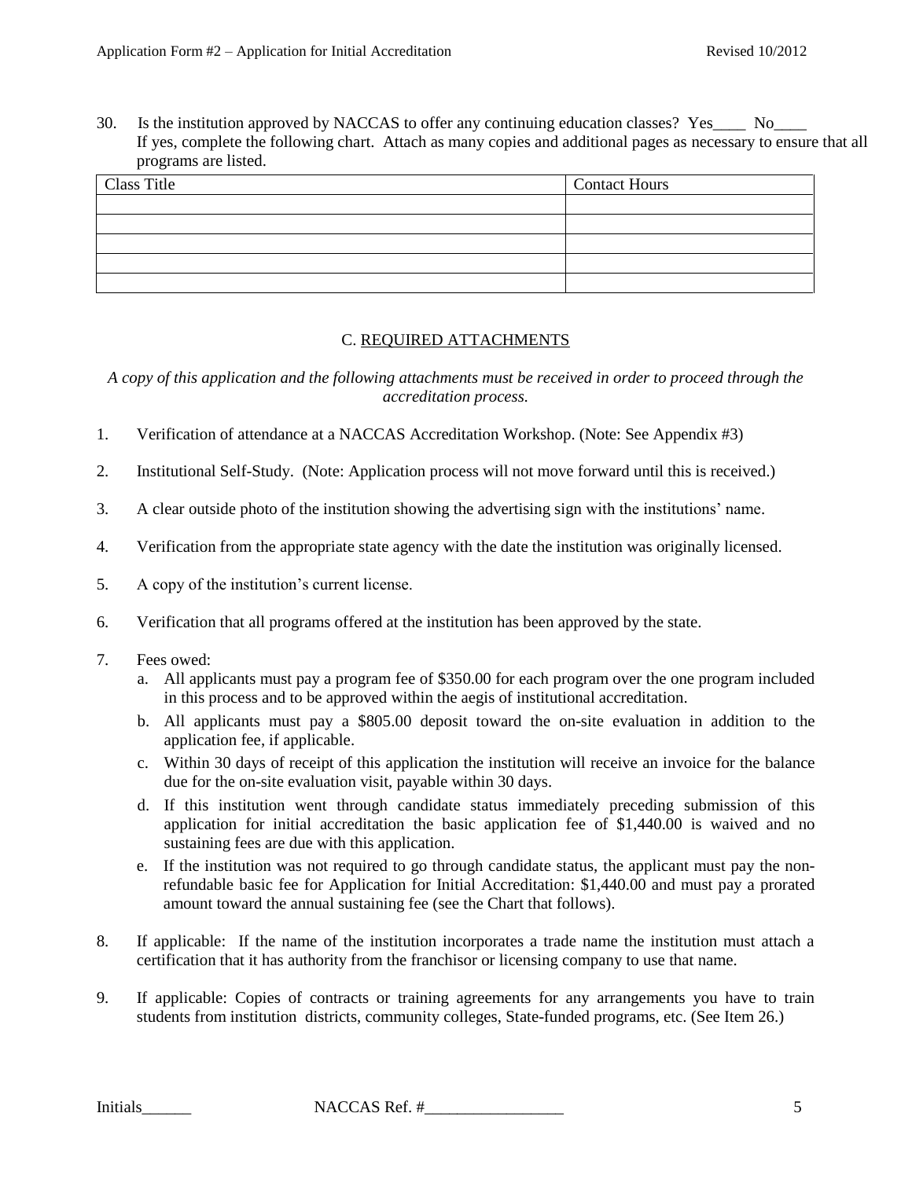30. Is the institution approved by NACCAS to offer any continuing education classes? Yes____ No____
If yes, complete the following chart. Attach as many copies and additional pages as necessary to ensure that all programs are listed.

| Class Title | Contact Hours |
|---|---|
| | |
| | |
| | |
| | |
| | |

## C. REQUIRED ATTACHMENTS

*A copy of this application and the following attachments must be received in order to proceed through the accreditation process.*

1. Verification of attendance at a NACCAS Accreditation Workshop. (Note: See Appendix #3)

2. Institutional Self-Study. (Note: Application process will not move forward until this is received.)

3. A clear outside photo of the institution showing the advertising sign with the institutions' name.

4. Verification from the appropriate state agency with the date the institution was originally licensed.

5. A copy of the institution's current license.

6. Verification that all programs offered at the institution has been approved by the state.

7. Fees owed:
   a. All applicants must pay a program fee of $350.00 for each program over the one program included in this process and to be approved within the aegis of institutional accreditation.
   b. All applicants must pay a $805.00 deposit toward the on-site evaluation in addition to the application fee, if applicable.
   c. Within 30 days of receipt of this application the institution will receive an invoice for the balance due for the on-site evaluation visit, payable within 30 days.
   d. If this institution went through candidate status immediately preceding submission of this application for initial accreditation the basic application fee of $1,440.00 is waived and no sustaining fees are due with this application.
   e. If the institution was not required to go through candidate status, the applicant must pay the non-refundable basic fee for Application for Initial Accreditation: $1,440.00 and must pay a prorated amount toward the annual sustaining fee (see the Chart that follows).

8. If applicable: If the name of the institution incorporates a trade name the institution must attach a certification that it has authority from the franchisor or licensing company to use that name.

9. If applicable: Copies of contracts or training agreements for any arrangements you have to train students from institution districts, community colleges, State-funded programs, etc. (See Item 26.)

Initials______ NACCAS Ref. #_________________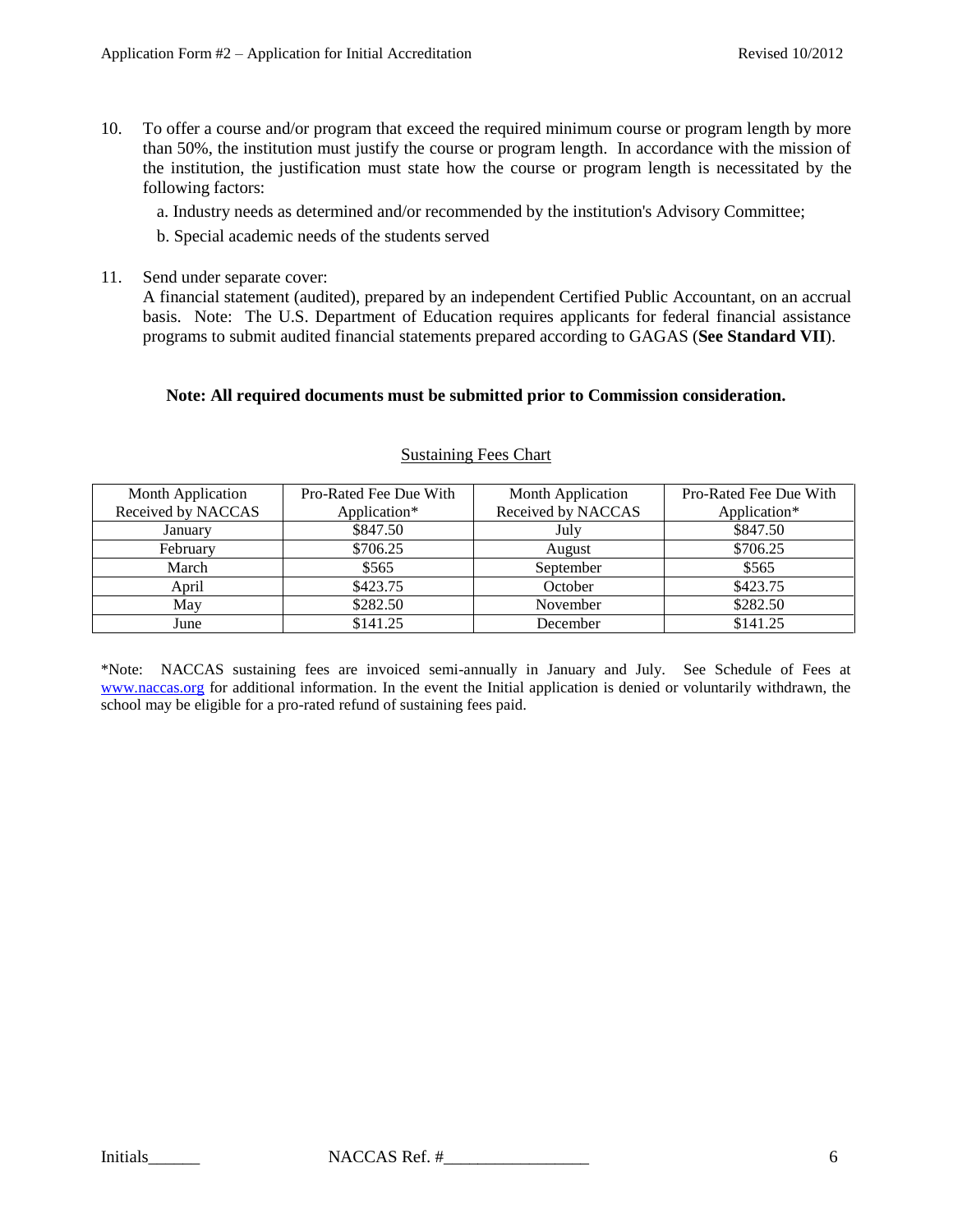10. To offer a course and/or program that exceed the required minimum course or program length by more than 50%, the institution must justify the course or program length. In accordance with the mission of the institution, the justification must state how the course or program length is necessitated by the following factors:

    a. Industry needs as determined and/or recommended by the institution's Advisory Committee;

    b. Special academic needs of the students served

11. Send under separate cover:
    A financial statement (audited), prepared by an independent Certified Public Accountant, on an accrual basis. Note: The U.S. Department of Education requires applicants for federal financial assistance programs to submit audited financial statements prepared according to GAGAS (**See Standard VII**).

**Note: All required documents must be submitted prior to Commission consideration.**

<u>Sustaining Fees Chart</u>

| Month Application Received by NACCAS | Pro-Rated Fee Due With Application* | Month Application Received by NACCAS | Pro-Rated Fee Due With Application* |
|---|---|---|---|
| January | $847.50 | July | $847.50 |
| February | $706.25 | August | $706.25 |
| March | $565 | September | $565 |
| April | $423.75 | October | $423.75 |
| May | $282.50 | November | $282.50 |
| June | $141.25 | December | $141.25 |

*Note: NACCAS sustaining fees are invoiced semi-annually in January and July. See Schedule of Fees at www.naccas.org for additional information. In the event the Initial application is denied or voluntarily withdrawn, the school may be eligible for a pro-rated refund of sustaining fees paid.

Initials______ NACCAS Ref. #_________________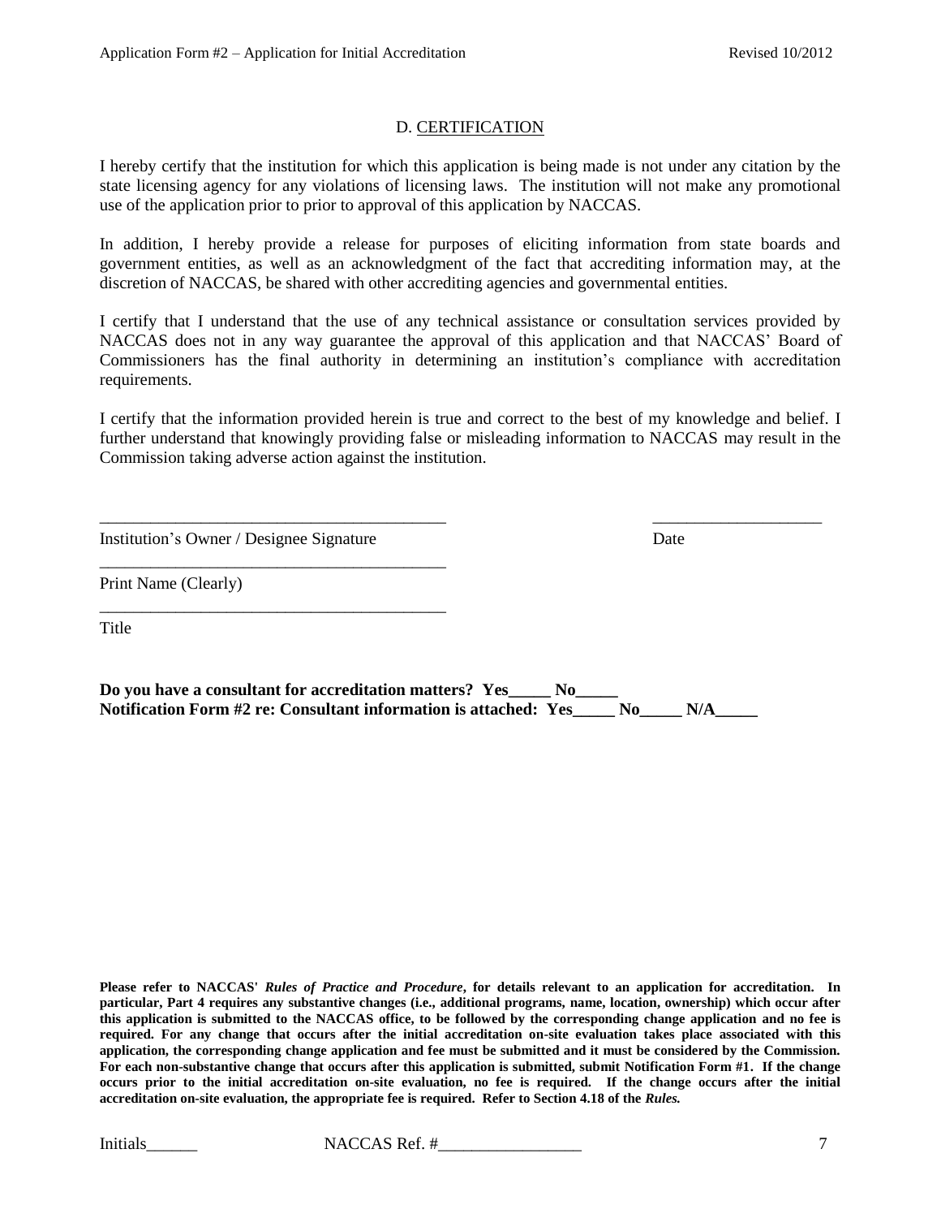## D. CERTIFICATION

I hereby certify that the institution for which this application is being made is not under any citation by the state licensing agency for any violations of licensing laws. The institution will not make any promotional use of the application prior to prior to approval of this application by NACCAS.

In addition, I hereby provide a release for purposes of eliciting information from state boards and government entities, as well as an acknowledgment of the fact that accrediting information may, at the discretion of NACCAS, be shared with other accrediting agencies and governmental entities.

I certify that I understand that the use of any technical assistance or consultation services provided by NACCAS does not in any way guarantee the approval of this application and that NACCAS' Board of Commissioners has the final authority in determining an institution's compliance with accreditation requirements.

I certify that the information provided herein is true and correct to the best of my knowledge and belief. I further understand that knowingly providing false or misleading information to NACCAS may result in the Commission taking adverse action against the institution.

\_\_\_\_\_\_\_\_\_\_\_\_\_\_\_\_\_\_\_\_\_\_\_\_\_\_\_\_\_\_\_\_\_\_\_\_\_\_\_\_\_\_ \_\_\_\_\_\_\_\_\_\_\_\_\_\_\_\_\_\_\_\_

Institution's Owner / Designee Signature Date

\_\_\_\_\_\_\_\_\_\_\_\_\_\_\_\_\_\_\_\_\_\_\_\_\_\_\_\_\_\_\_\_\_\_\_\_\_\_\_\_\_\_

Print Name (Clearly)

\_\_\_\_\_\_\_\_\_\_\_\_\_\_\_\_\_\_\_\_\_\_\_\_\_\_\_\_\_\_\_\_\_\_\_\_\_\_\_\_\_\_

Title

**Do you have a consultant for accreditation matters? Yes\_\_\_\_\_ No\_\_\_\_\_**
**Notification Form #2 re: Consultant information is attached: Yes\_\_\_\_\_ No\_\_\_\_\_ N/A\_\_\_\_\_**

**Please refer to NACCAS'** ***Rules of Practice and Procedure*****, for details relevant to an application for accreditation. In particular, Part 4 requires any substantive changes (i.e., additional programs, name, location, ownership) which occur after this application is submitted to the NACCAS office, to be followed by the corresponding change application and no fee is required. For any change that occurs after the initial accreditation on-site evaluation takes place associated with this application, the corresponding change application and fee must be submitted and it must be considered by the Commission. For each non-substantive change that occurs after this application is submitted, submit Notification Form #1. If the change occurs prior to the initial accreditation on-site evaluation, no fee is required. If the change occurs after the initial accreditation on-site evaluation, the appropriate fee is required. Refer to Section 4.18 of the** ***Rules.***

Initials\_\_\_\_\_\_ NACCAS Ref. #\_\_\_\_\_\_\_\_\_\_\_\_\_\_\_\_\_